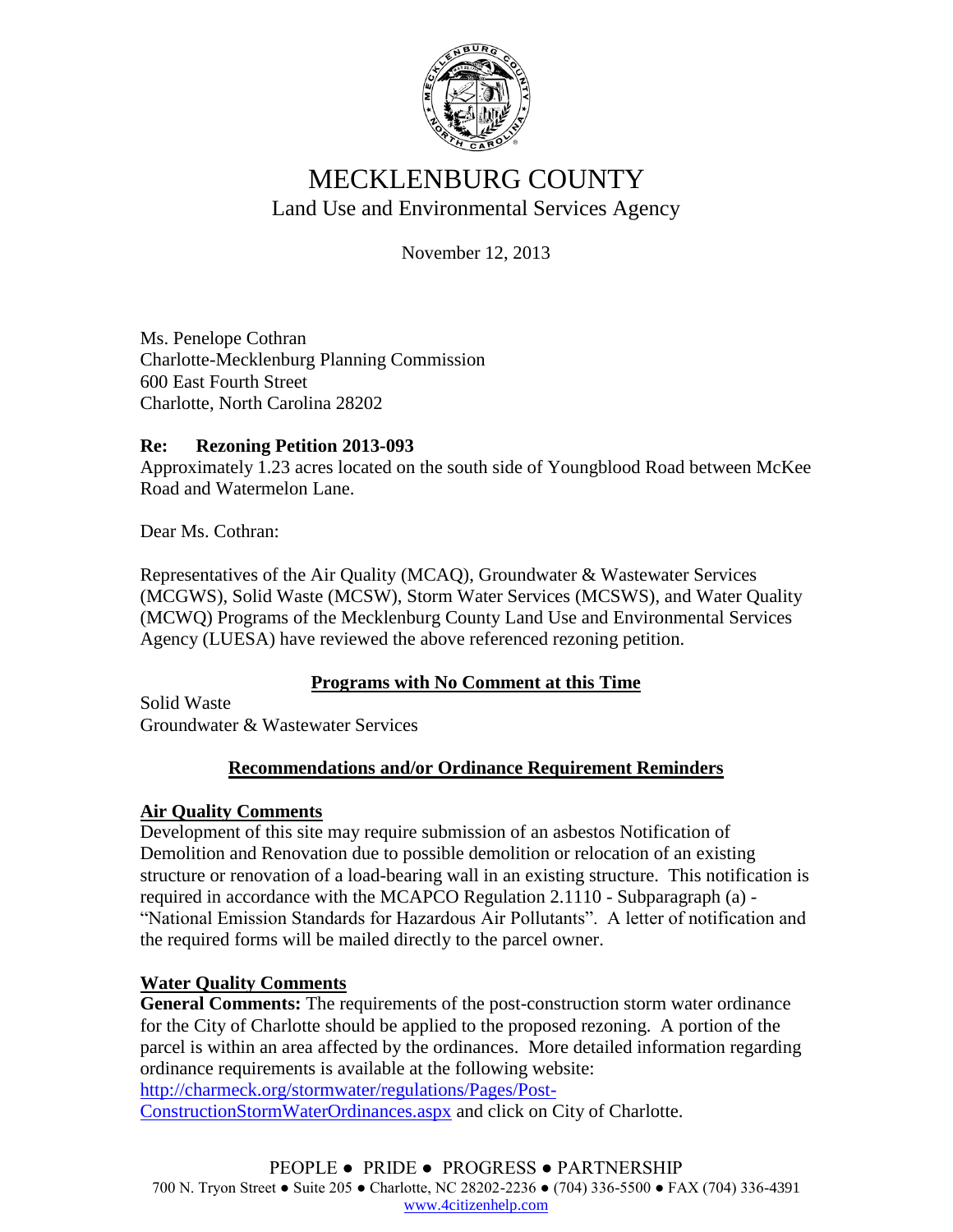# MECKLENBURG COUNTY

## Land Use and Environmental Services Agency

November 12, 2013

Ms. Penelope Cothran
Charlotte-Mecklenburg Planning Commission
600 East Fourth Street
Charlotte, North Carolina 28202

**Re: Rezoning Petition 2013-093**
Approximately 1.23 acres located on the south side of Youngblood Road between McKee Road and Watermelon Lane.

Dear Ms. Cothran:

Representatives of the Air Quality (MCAQ), Groundwater & Wastewater Services (MCGWS), Solid Waste (MCSW), Storm Water Services (MCSWS), and Water Quality (MCWQ) Programs of the Mecklenburg County Land Use and Environmental Services Agency (LUESA) have reviewed the above referenced rezoning petition.

**Programs with No Comment at this Time**

Solid Waste
Groundwater & Wastewater Services

**Recommendations and/or Ordinance Requirement Reminders**

**Air Quality Comments**

Development of this site may require submission of an asbestos Notification of Demolition and Renovation due to possible demolition or relocation of an existing structure or renovation of a load-bearing wall in an existing structure. This notification is required in accordance with the MCAPCO Regulation 2.1110 - Subparagraph (a) - "National Emission Standards for Hazardous Air Pollutants". A letter of notification and the required forms will be mailed directly to the parcel owner.

**Water Quality Comments**

**General Comments:** The requirements of the post-construction storm water ordinance for the City of Charlotte should be applied to the proposed rezoning. A portion of the parcel is within an area affected by the ordinances. More detailed information regarding ordinance requirements is available at the following website: http://charmeck.org/stormwater/regulations/Pages/Post-ConstructionStormWaterOrdinances.aspx and click on City of Charlotte.

PEOPLE ● PRIDE ● PROGRESS ● PARTNERSHIP
700 N. Tryon Street ● Suite 205 ● Charlotte, NC 28202-2236 ● (704) 336-5500 ● FAX (704) 336-4391
www.4citizenhelp.com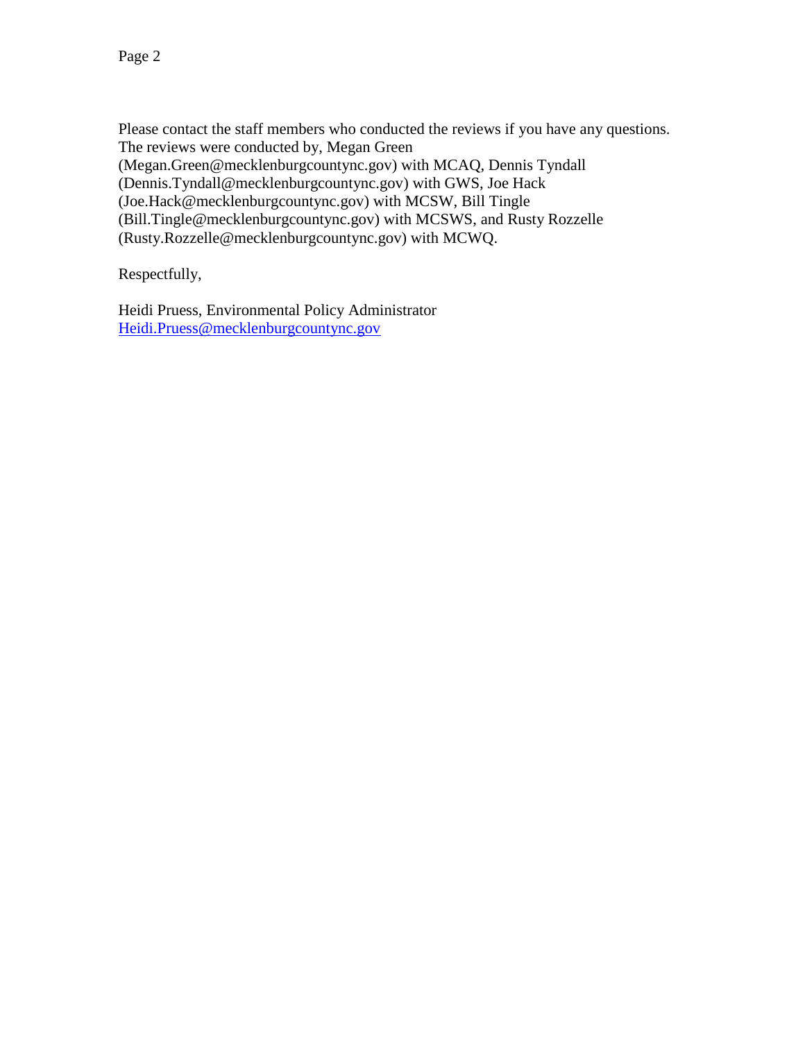Please contact the staff members who conducted the reviews if you have any questions. The reviews were conducted by, Megan Green (Megan.Green@mecklenburgcountync.gov) with MCAQ, Dennis Tyndall (Dennis.Tyndall@mecklenburgcountync.gov) with GWS, Joe Hack (Joe.Hack@mecklenburgcountync.gov) with MCSW, Bill Tingle (Bill.Tingle@mecklenburgcountync.gov) with MCSWS, and Rusty Rozzelle (Rusty.Rozzelle@mecklenburgcountync.gov) with MCWQ.

Respectfully,

Heidi Pruess, Environmental Policy Administrator
Heidi.Pruess@mecklenburgcountync.gov